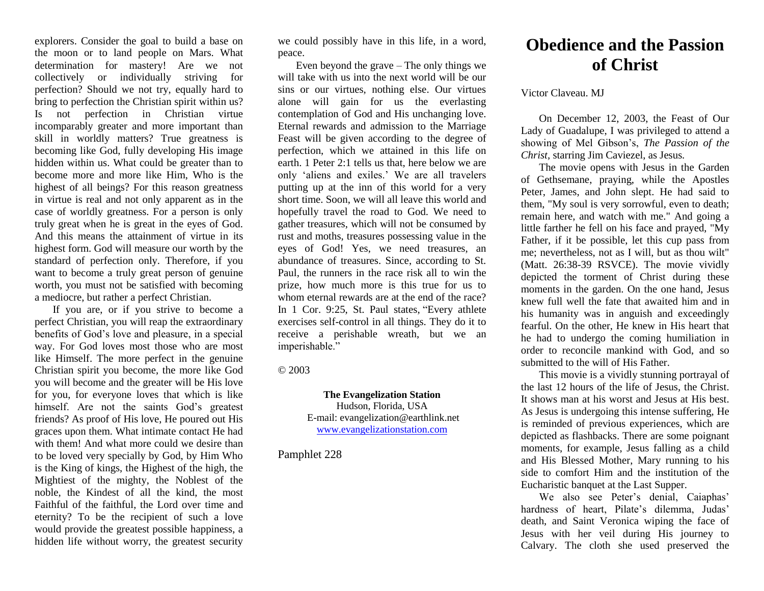explorers. Consider the goal to build a base on the moon or to land people on Mars. What determination for mastery! Are we not collectively or individually striving for perfection? Should we not try, equally hard to bring to perfection the Christian spirit within us? Is not perfection in Christian virtue incomparably greater and more important than skill in worldly matters? True greatness is becoming like God, fully developing His image hidden within us. What could be greater than to become more and more like Him, Who is the highest of all beings? For this reason greatness in virtue is real and not only apparent as in the case of worldly greatness. For a person is only truly great when he is great in the eyes of God. And this means the attainment of virtue in its highest form. God will measure our worth by the standard of perfection only. Therefore, if you want to become a truly great person of genuine worth, you must not be satisfied with becoming a mediocre, but rather a perfect Christian.

If you are, or if you strive to become a perfect Christian, you will reap the extraordinary benefits of God's love and pleasure, in a special way. For God loves most those who are most like Himself. The more perfect in the genuine Christian spirit you become, the more like God you will become and the greater will be His love for you, for everyone loves that which is like himself. Are not the saints God's greatest friends? As proof of His love, He poured out His graces upon them. What intimate contact He had with them! And what more could we desire than to be loved very specially by God, by Him Who is the King of kings, the Highest of the high, the Mightiest of the mighty, the Noblest of the noble, the Kindest of all the kind, the most Faithful of the faithful, the Lord over time and eternity? To be the recipient of such a love would provide the greatest possible happiness, a hidden life without worry, the greatest security we could possibly have in this life, in a word, peace.

Even beyond the grave – The only things we will take with us into the next world will be our sins or our virtues, nothing else. Our virtues alone will gain for us the everlasting contemplation of God and His unchanging love. Eternal rewards and admission to the Marriage Feast will be given according to the degree of perfection, which we attained in this life on earth. 1 Peter 2:1 tells us that, here below we are only 'aliens and exiles.' We are all travelers putting up at the inn of this world for a very short time. Soon, we will all leave this world and hopefully travel the road to God. We need to gather treasures, which will not be consumed by rust and moths, treasures possessing value in the eyes of God! Yes, we need treasures, an abundance of treasures. Since, according to St. Paul, the runners in the race risk all to win the prize, how much more is this true for us to whom eternal rewards are at the end of the race? In 1 Cor. 9:25, St. Paul states, "Every athlete exercises self-control in all things. They do it to receive a perishable wreath, but we an imperishable."

© 2003

**The Evangelization Station**
Hudson, Florida, USA
E-mail: evangelization@earthlink.net
www.evangelizationstation.com

Pamphlet 228

# Obedience and the Passion of Christ

Victor Claveau. MJ

On December 12, 2003, the Feast of Our Lady of Guadalupe, I was privileged to attend a showing of Mel Gibson's, *The Passion of the Christ*, starring Jim Caviezel, as Jesus.

The movie opens with Jesus in the Garden of Gethsemane, praying, while the Apostles Peter, James, and John slept. He had said to them, "My soul is very sorrowful, even to death; remain here, and watch with me." And going a little farther he fell on his face and prayed, "My Father, if it be possible, let this cup pass from me; nevertheless, not as I will, but as thou wilt" (Matt. 26:38-39 RSVCE). The movie vividly depicted the torment of Christ during these moments in the garden. On the one hand, Jesus knew full well the fate that awaited him and in his humanity was in anguish and exceedingly fearful. On the other, He knew in His heart that he had to undergo the coming humiliation in order to reconcile mankind with God, and so submitted to the will of His Father.

This movie is a vividly stunning portrayal of the last 12 hours of the life of Jesus, the Christ. It shows man at his worst and Jesus at His best. As Jesus is undergoing this intense suffering, He is reminded of previous experiences, which are depicted as flashbacks. There are some poignant moments, for example, Jesus falling as a child and His Blessed Mother, Mary running to his side to comfort Him and the institution of the Eucharistic banquet at the Last Supper.

We also see Peter's denial, Caiaphas' hardness of heart, Pilate's dilemma, Judas' death, and Saint Veronica wiping the face of Jesus with her veil during His journey to Calvary. The cloth she used preserved the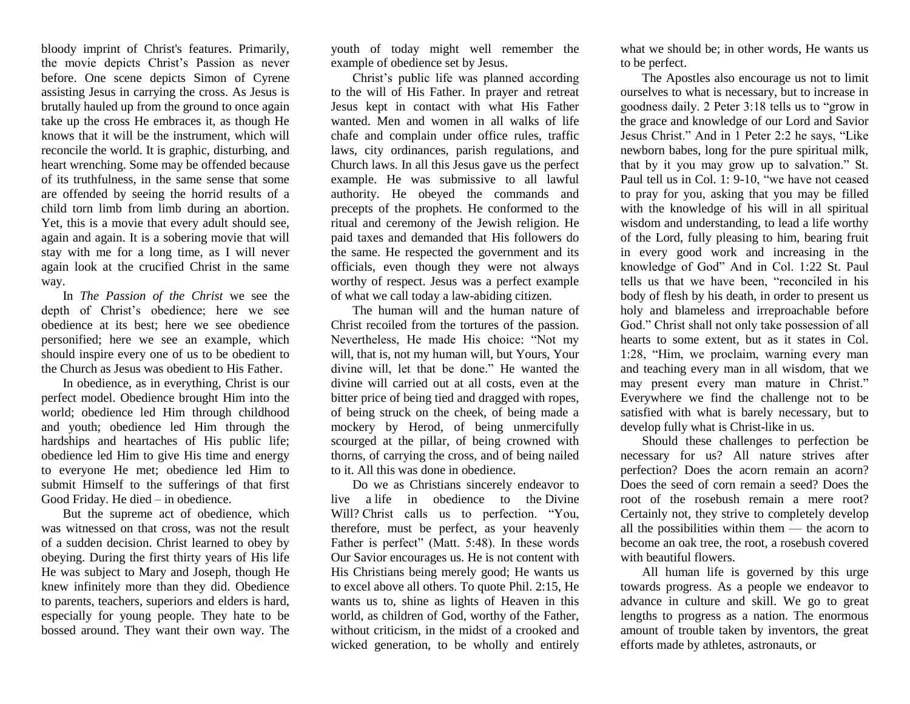bloody imprint of Christ's features. Primarily, the movie depicts Christ's Passion as never before. One scene depicts Simon of Cyrene assisting Jesus in carrying the cross. As Jesus is brutally hauled up from the ground to once again take up the cross He embraces it, as though He knows that it will be the instrument, which will reconcile the world. It is graphic, disturbing, and heart wrenching. Some may be offended because of its truthfulness, in the same sense that some are offended by seeing the horrid results of a child torn limb from limb during an abortion. Yet, this is a movie that every adult should see, again and again. It is a sobering movie that will stay with me for a long time, as I will never again look at the crucified Christ in the same way.

In *The Passion of the Christ* we see the depth of Christ's obedience; here we see obedience at its best; here we see obedience personified; here we see an example, which should inspire every one of us to be obedient to the Church as Jesus was obedient to His Father.

In obedience, as in everything, Christ is our perfect model. Obedience brought Him into the world; obedience led Him through childhood and youth; obedience led Him through the hardships and heartaches of His public life; obedience led Him to give His time and energy to everyone He met; obedience led Him to submit Himself to the sufferings of that first Good Friday. He died – in obedience.

But the supreme act of obedience, which was witnessed on that cross, was not the result of a sudden decision. Christ learned to obey by obeying. During the first thirty years of His life He was subject to Mary and Joseph, though He knew infinitely more than they did. Obedience to parents, teachers, superiors and elders is hard, especially for young people. They hate to be bossed around. They want their own way. The youth of today might well remember the example of obedience set by Jesus.

Christ's public life was planned according to the will of His Father. In prayer and retreat Jesus kept in contact with what His Father wanted. Men and women in all walks of life chafe and complain under office rules, traffic laws, city ordinances, parish regulations, and Church laws. In all this Jesus gave us the perfect example. He was submissive to all lawful authority. He obeyed the commands and precepts of the prophets. He conformed to the ritual and ceremony of the Jewish religion. He paid taxes and demanded that His followers do the same. He respected the government and its officials, even though they were not always worthy of respect. Jesus was a perfect example of what we call today a law-abiding citizen.

The human will and the human nature of Christ recoiled from the tortures of the passion. Nevertheless, He made His choice: "Not my will, that is, not my human will, but Yours, Your divine will, let that be done." He wanted the divine will carried out at all costs, even at the bitter price of being tied and dragged with ropes, of being struck on the cheek, of being made a mockery by Herod, of being unmercifully scourged at the pillar, of being crowned with thorns, of carrying the cross, and of being nailed to it. All this was done in obedience.

Do we as Christians sincerely endeavor to live a life in obedience to the Divine Will? Christ calls us to perfection. "You, therefore, must be perfect, as your heavenly Father is perfect" (Matt. 5:48). In these words Our Savior encourages us. He is not content with His Christians being merely good; He wants us to excel above all others. To quote Phil. 2:15, He wants us to, shine as lights of Heaven in this world, as children of God, worthy of the Father, without criticism, in the midst of a crooked and wicked generation, to be wholly and entirely what we should be; in other words, He wants us to be perfect.

The Apostles also encourage us not to limit ourselves to what is necessary, but to increase in goodness daily. 2 Peter 3:18 tells us to "grow in the grace and knowledge of our Lord and Savior Jesus Christ." And in 1 Peter 2:2 he says, "Like newborn babes, long for the pure spiritual milk, that by it you may grow up to salvation." St. Paul tell us in Col. 1: 9-10, "we have not ceased to pray for you, asking that you may be filled with the knowledge of his will in all spiritual wisdom and understanding, to lead a life worthy of the Lord, fully pleasing to him, bearing fruit in every good work and increasing in the knowledge of God" And in Col. 1:22 St. Paul tells us that we have been, "reconciled in his body of flesh by his death, in order to present us holy and blameless and irreproachable before God." Christ shall not only take possession of all hearts to some extent, but as it states in Col. 1:28, "Him, we proclaim, warning every man and teaching every man in all wisdom, that we may present every man mature in Christ." Everywhere we find the challenge not to be satisfied with what is barely necessary, but to develop fully what is Christ-like in us.

Should these challenges to perfection be necessary for us? All nature strives after perfection? Does the acorn remain an acorn? Does the seed of corn remain a seed? Does the root of the rosebush remain a mere root? Certainly not, they strive to completely develop all the possibilities within them — the acorn to become an oak tree, the root, a rosebush covered with beautiful flowers.

All human life is governed by this urge towards progress. As a people we endeavor to advance in culture and skill. We go to great lengths to progress as a nation. The enormous amount of trouble taken by inventors, the great efforts made by athletes, astronauts, or